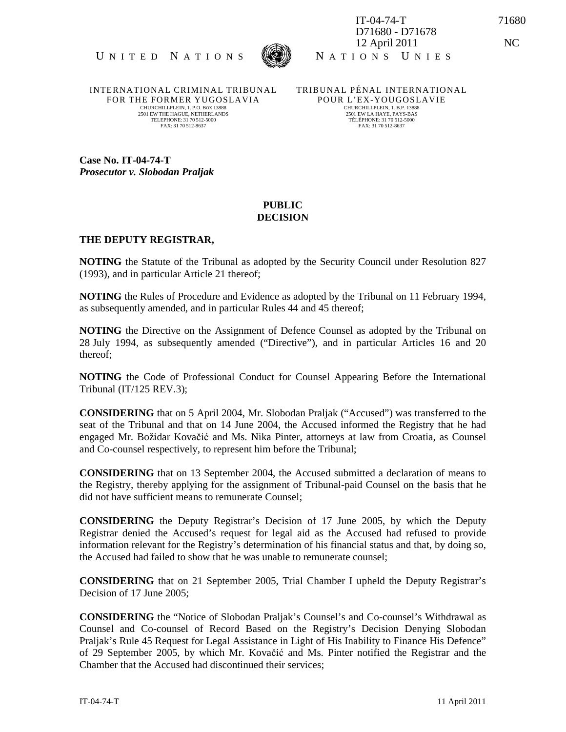IT-04-74-T
D71680 - D71678
12 April 2011

71680

NC

UNITED NATIONS — NATIONS UNIES

INTERNATIONAL CRIMINAL TRIBUNAL FOR THE FORMER YUGOSLAVIA
CHURCHILLPLEIN, 1. P.O. BOX 13888
2501 EW THE HAGUE, NETHERLANDS
TELEPHONE: 31 70 512-5000
FAX: 31 70 512-8637

TRIBUNAL PÉNAL INTERNATIONAL POUR L'EX-YOUGOSLAVIE
CHURCHILLPLEIN, 1. B.P. 13888
2501 EW LA HAYE, PAYS-BAS
TÉLÉPHONE: 31 70 512-5000
FAX: 31 70 512-8637

**Case No. IT-04-74-T**
***Prosecutor v. Slobodan Praljak***

**PUBLIC**
**DECISION**

**THE DEPUTY REGISTRAR,**

**NOTING** the Statute of the Tribunal as adopted by the Security Council under Resolution 827 (1993), and in particular Article 21 thereof;

**NOTING** the Rules of Procedure and Evidence as adopted by the Tribunal on 11 February 1994, as subsequently amended, and in particular Rules 44 and 45 thereof;

**NOTING** the Directive on the Assignment of Defence Counsel as adopted by the Tribunal on 28 July 1994, as subsequently amended ("Directive"), and in particular Articles 16 and 20 thereof;

**NOTING** the Code of Professional Conduct for Counsel Appearing Before the International Tribunal (IT/125 REV.3);

**CONSIDERING** that on 5 April 2004, Mr. Slobodan Praljak ("Accused") was transferred to the seat of the Tribunal and that on 14 June 2004, the Accused informed the Registry that he had engaged Mr. Božidar Kovačić and Ms. Nika Pinter, attorneys at law from Croatia, as Counsel and Co-counsel respectively, to represent him before the Tribunal;

**CONSIDERING** that on 13 September 2004, the Accused submitted a declaration of means to the Registry, thereby applying for the assignment of Tribunal-paid Counsel on the basis that he did not have sufficient means to remunerate Counsel;

**CONSIDERING** the Deputy Registrar's Decision of 17 June 2005, by which the Deputy Registrar denied the Accused's request for legal aid as the Accused had refused to provide information relevant for the Registry's determination of his financial status and that, by doing so, the Accused had failed to show that he was unable to remunerate counsel;

**CONSIDERING** that on 21 September 2005, Trial Chamber I upheld the Deputy Registrar's Decision of 17 June 2005;

**CONSIDERING** the "Notice of Slobodan Praljak's Counsel's and Co-counsel's Withdrawal as Counsel and Co-counsel of Record Based on the Registry's Decision Denying Slobodan Praljak's Rule 45 Request for Legal Assistance in Light of His Inability to Finance His Defence" of 29 September 2005, by which Mr. Kovačić and Ms. Pinter notified the Registrar and the Chamber that the Accused had discontinued their services;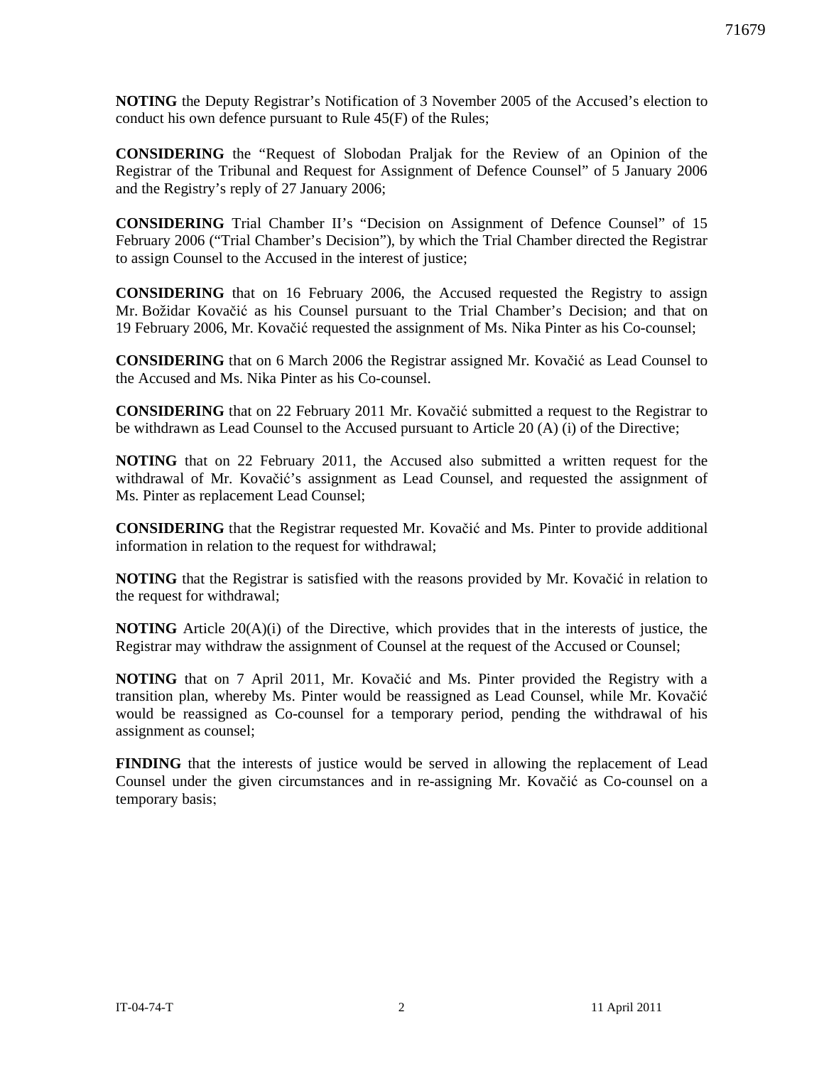**NOTING** the Deputy Registrar's Notification of 3 November 2005 of the Accused's election to conduct his own defence pursuant to Rule 45(F) of the Rules;

**CONSIDERING** the "Request of Slobodan Praljak for the Review of an Opinion of the Registrar of the Tribunal and Request for Assignment of Defence Counsel" of 5 January 2006 and the Registry's reply of 27 January 2006;

**CONSIDERING** Trial Chamber II's "Decision on Assignment of Defence Counsel" of 15 February 2006 ("Trial Chamber's Decision"), by which the Trial Chamber directed the Registrar to assign Counsel to the Accused in the interest of justice;

**CONSIDERING** that on 16 February 2006, the Accused requested the Registry to assign Mr. Božidar Kovačić as his Counsel pursuant to the Trial Chamber's Decision; and that on 19 February 2006, Mr. Kovačić requested the assignment of Ms. Nika Pinter as his Co-counsel;

**CONSIDERING** that on 6 March 2006 the Registrar assigned Mr. Kovačić as Lead Counsel to the Accused and Ms. Nika Pinter as his Co-counsel.

**CONSIDERING** that on 22 February 2011 Mr. Kovačić submitted a request to the Registrar to be withdrawn as Lead Counsel to the Accused pursuant to Article 20 (A) (i) of the Directive;

**NOTING** that on 22 February 2011, the Accused also submitted a written request for the withdrawal of Mr. Kovačić's assignment as Lead Counsel, and requested the assignment of Ms. Pinter as replacement Lead Counsel;

**CONSIDERING** that the Registrar requested Mr. Kovačić and Ms. Pinter to provide additional information in relation to the request for withdrawal;

**NOTING** that the Registrar is satisfied with the reasons provided by Mr. Kovačić in relation to the request for withdrawal;

**NOTING** Article 20(A)(i) of the Directive, which provides that in the interests of justice, the Registrar may withdraw the assignment of Counsel at the request of the Accused or Counsel;

**NOTING** that on 7 April 2011, Mr. Kovačić and Ms. Pinter provided the Registry with a transition plan, whereby Ms. Pinter would be reassigned as Lead Counsel, while Mr. Kovačić would be reassigned as Co-counsel for a temporary period, pending the withdrawal of his assignment as counsel;

**FINDING** that the interests of justice would be served in allowing the replacement of Lead Counsel under the given circumstances and in re-assigning Mr. Kovačić as Co-counsel on a temporary basis;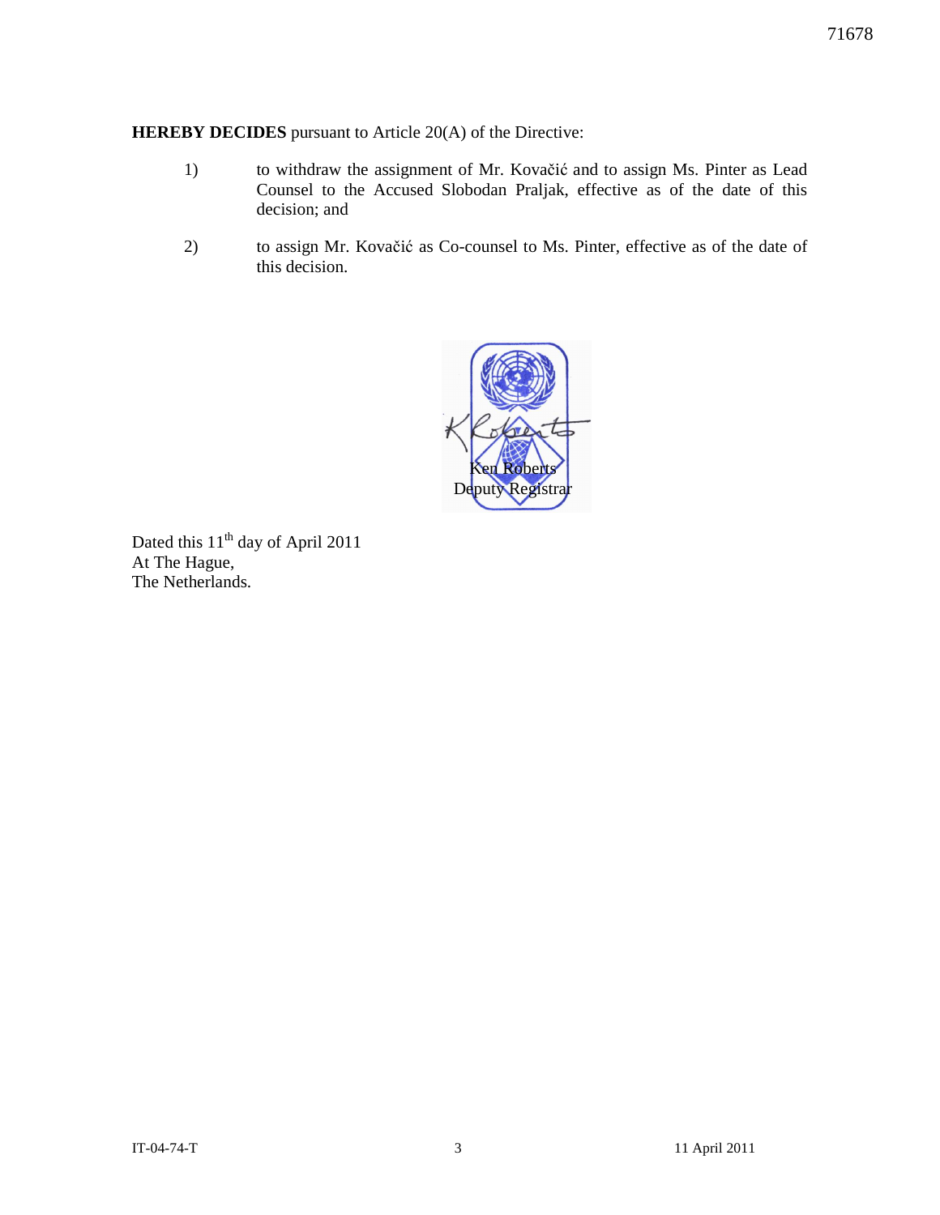**HEREBY DECIDES** pursuant to Article 20(A) of the Directive:

1) to withdraw the assignment of Mr. Kovačić and to assign Ms. Pinter as Lead Counsel to the Accused Slobodan Praljak, effective as of the date of this decision; and

2) to assign Mr. Kovačić as Co-counsel to Ms. Pinter, effective as of the date of this decision.

Ken Roberts
Deputy Registrar

Dated this 11th day of April 2011
At The Hague,
The Netherlands.